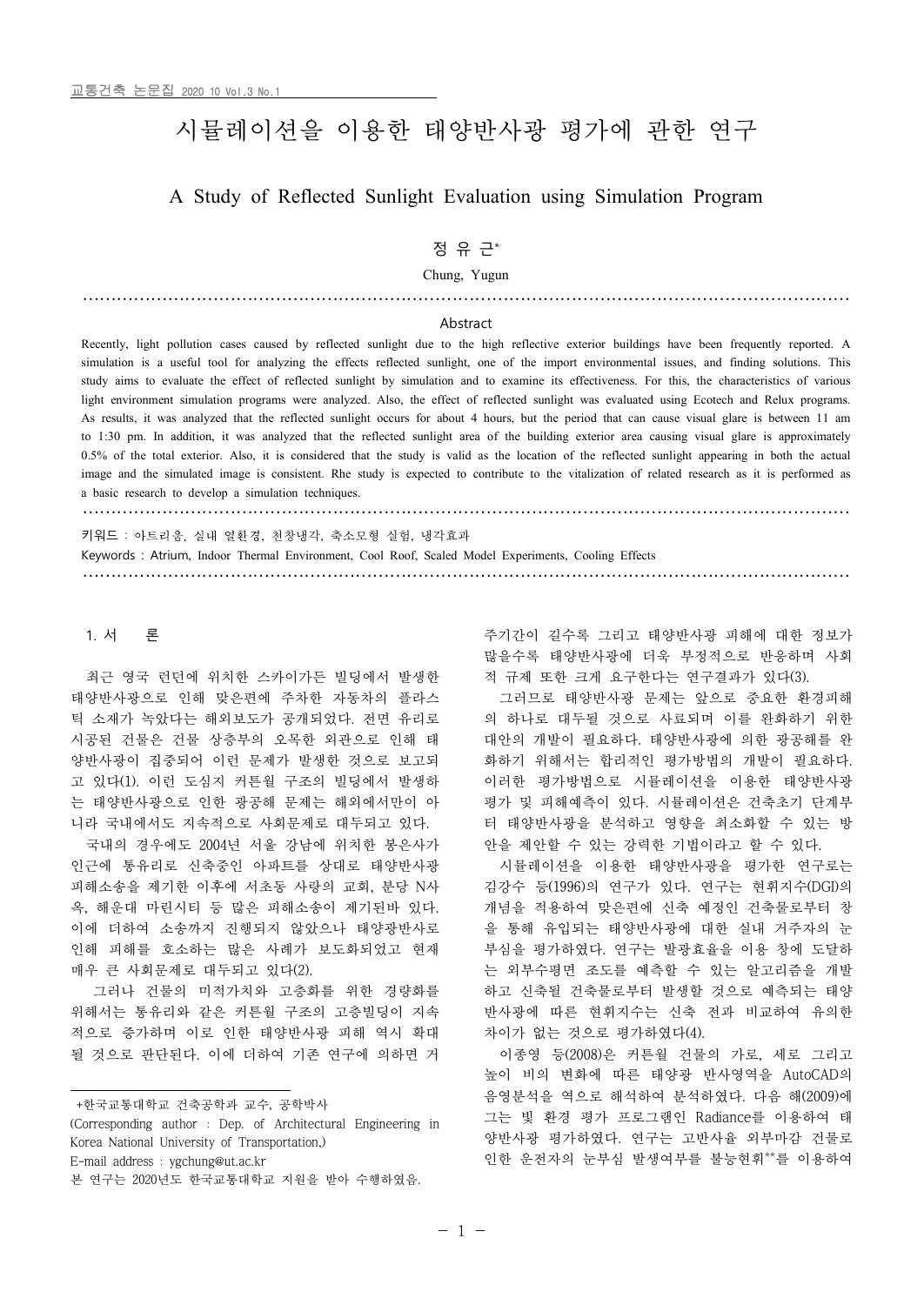# 시뮬레이션을 이용한 태양반사광 평가에 관한 연구

## A Study of Reflected Sunlight Evaluation using Simulation Program

정 유 근*

Chung, Yugun

### Abstract

Recently, light pollution cases caused by reflected sunlight due to the high reflective exterior buildings have been frequently reported. A simulation is a useful tool for analyzing the effects reflected sunlight, one of the import environmental issues, and finding solutions. This study aims to evaluate the effect of reflected sunlight by simulation and to examine its effectiveness. For this, the characteristics of various light environment simulation programs were analyzed. Also, the effect of reflected sunlight was evaluated using Ecotech and Relux programs. As results, it was analyzed that the reflected sunlight occurs for about 4 hours, but the period that can cause visual glare is between 11 am to 1:30 pm. In addition, it was analyzed that the reflected sunlight area of the building exterior area causing visual glare is approximately 0.5% of the total exterior. Also, it is considered that the study is valid as the location of the reflected sunlight appearing in both the actual image and the simulated image is consistent. Rhe study is expected to contribute to the vitalization of related research as it is performed as a basic research to develop a simulation techniques.

키워드 : 아트리움, 실내 열환경, 천창냉각, 축소모형 실험, 냉각효과

Keywords : Atrium, Indoor Thermal Environment, Cool Roof, Scaled Model Experiments, Cooling Effects

## 1. 서　　론

최근 영국 런던에 위치한 스카이가든 빌딩에서 발생한 태양반사광으로 인해 맞은편에 주차한 자동차의 플라스틱 소재가 녹았다는 해외보도가 공개되었다. 전면 유리로 시공된 건물은 건물 상층부의 오목한 외관으로 인해 태양반사광이 집중되어 이런 문제가 발생한 것으로 보고되고 있다(1). 이런 도심지 커튼월 구조의 빌딩에서 발생하는 태양반사광으로 인한 광공해 문제는 해외에서만이 아니라 국내에서도 지속적으로 사회문제로 대두되고 있다.

국내의 경우에도 2004년 서울 강남에 위치한 봉은사가 인근에 통유리로 신축중인 아파트를 상대로 태양반사광 피해소송을 제기한 이후에 서초동 사랑의 교회, 분당 N사옥, 해운대 마린시티 등 많은 피해소송이 제기된바 있다. 이에 더하여 소송까지 진행되지 않았으나 태양광반사로 인해 피해를 호소하는 많은 사례가 보도화되었고 현재 매우 큰 사회문제로 대두되고 있다(2).

그러나 건물의 미적가치와 고층화를 위한 경량화를 위해서는 통유리와 같은 커튼월 구조의 고층빌딩이 지속적으로 증가하며 이로 인한 태양반사광 피해 역시 확대될 것으로 판단된다. 이에 더하여 기존 연구에 의하면 거주기간이 길수록 그리고 태양반사광 피해에 대한 정보가 많을수록 태양반사광에 더욱 부정적으로 반응하며 사회적 규제 또한 크게 요구한다는 연구결과가 있다(3).

그러므로 태양반사광 문제는 앞으로 중요한 환경피해의 하나로 대두될 것으로 사료되며 이를 완화하기 위한 대안의 개발이 필요하다. 태양반사광에 의한 광공해를 완화하기 위해서는 합리적인 평가방법의 개발이 필요하다. 이러한 평가방법으로 시뮬레이션을 이용한 태양반사광 평가 및 피해예측이 있다. 시뮬레이션은 건축초기 단계부터 태양반사광을 분석하고 영향을 최소화할 수 있는 방안을 제안할 수 있는 강력한 기법이라고 할 수 있다.

시뮬레이션을 이용한 태양반사광을 평가한 연구로는 김강수 등(1996)의 연구가 있다. 연구는 현휘지수(DGI)의 개념을 적용하여 맞은편에 신축 예정인 건축물로부터 창을 통해 유입되는 태양반사광에 대한 실내 거주자의 눈부심을 평가하였다. 연구는 발광효율을 이용 창에 도달하는 외부수평면 조도를 예측할 수 있는 알고리즘을 개발하고 신축될 건축물로부터 발생할 것으로 예측되는 태양반사광에 따른 현휘지수는 신축 전과 비교하여 유의한 차이가 없는 것으로 평가하였다(4).

이종영 등(2008)은 커튼월 건물의 가로, 세로 그리고 높이 비의 변화에 따른 태양광 반사영역을 AutoCAD의 음영분석을 역으로 해석하여 분석하였다. 다음 해(2009)에 그는 빛 환경 평가 프로그램인 Radiance를 이용하여 태양반사광 평가하였다. 연구는 고반사율 외부마감 건물로 인한 운전자의 눈부심 발생여부를 불능현휘**를 이용하여

---

+한국교통대학교 건축공학과 교수, 공학박사

(Corresponding author : Dep. of Architectural Engineering in Korea National University of Transportation,)

E-mail address : ygchung@ut.ac.kr

본 연구는 2020년도 한국교통대학교 지원을 받아 수행하였음.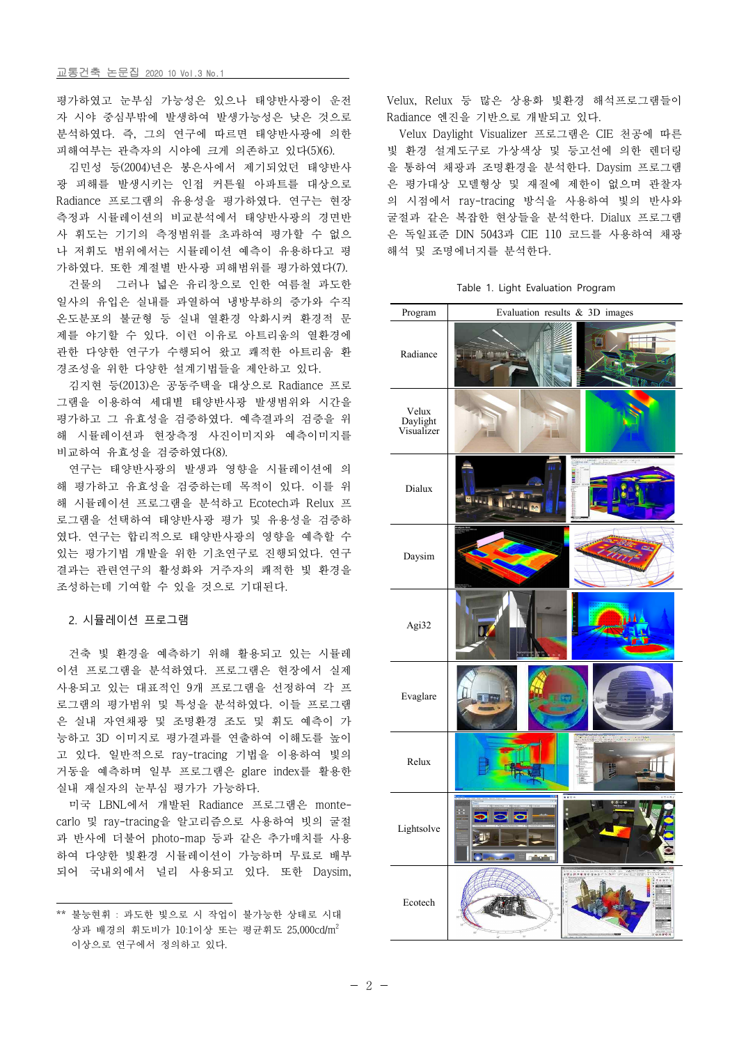평가하였고 눈부심 가능성은 있으나 태양반사광이 운전자 시야 중심부밖에 발생하여 발생가능성은 낮은 것으로 분석하였다. 즉, 그의 연구에 따르면 태양반사광에 의한 피해여부는 관측자의 시야에 크게 의존하고 있다(5)(6).

김민성 등(2004)년은 봉은사에서 제기되었던 태양반사광 피해를 발생시키는 인접 커튼월 아파트를 대상으로 Radiance 프로그램의 유용성을 평가하였다. 연구는 현장측정과 시뮬레이션의 비교분석에서 태양반사광의 경면반사 휘도는 기기의 측정범위를 초과하여 평가할 수 없으나 저휘도 범위에서는 시뮬레이션 예측이 유용하다고 평가하였다. 또한 계절별 반사광 피해범위를 평가하였다(7).

건물의 그러나 넓은 유리창으로 인한 여름철 과도한 일사의 유입은 실내를 과열하여 냉방부하의 증가와 수직 온도분포의 불균형 등 실내 열환경 악화시켜 환경적 문제를 야기할 수 있다. 이런 이유로 아트리움의 열환경에 관한 다양한 연구가 수행되어 왔고 쾌적한 아트리움 환경조성을 위한 다양한 설계기법들을 제안하고 있다.

김지현 등(2013)은 공동주택을 대상으로 Radiance 프로그램을 이용하여 세대별 태양반사광 발생범위와 시간을 평가하고 그 유효성을 검증하였다. 예측결과의 검증을 위해 시뮬레이션과 현장측정 사진이미지와 예측이미지를 비교하여 유효성을 검증하였다(8).

연구는 태양반사광의 발생과 영향을 시뮬레이션에 의해 평가하고 유효성을 검증하는데 목적이 있다. 이를 위해 시뮬레이션 프로그램을 분석하고 Ecotech과 Relux 프로그램을 선택하여 태양반사광 평가 및 유용성을 검증하였다. 연구는 합리적으로 태양반사광의 영향을 예측할 수 있는 평가기법 개발을 위한 기초연구로 진행되었다. 연구결과는 관련연구의 활성화와 거주자의 쾌적한 빛 환경을 조성하는데 기여할 수 있을 것으로 기대된다.

## 2. 시뮬레이션 프로그램

건축 빛 환경을 예측하기 위해 활용되고 있는 시뮬레이션 프로그램을 분석하였다. 프로그램은 현장에서 실제 사용되고 있는 대표적인 9개 프로그램을 선정하여 각 프로그램의 평가범위 및 특성을 분석하였다. 이들 프로그램은 실내 자연채광 및 조명환경 조도 및 휘도 예측이 가능하고 3D 이미지로 평가결과를 연출하여 이해도를 높이고 있다. 일반적으로 ray-tracing 기법을 이용하여 빛의 거동을 예측하며 일부 프로그램은 glare index를 활용한 실내 재실자의 눈부심 평가가 가능하다.

미국 LBNL에서 개발된 Radiance 프로그램은 monte-carlo 및 ray-tracing을 알고리즘으로 사용하여 빛의 굴절과 반사에 더불어 photo-map 등과 같은 추가매치를 사용하여 다양한 빛환경 시뮬레이션이 가능하며 무료로 배부되어 국내외에서 널리 사용되고 있다. 또한 Daysim, Velux, Relux 등 많은 상용화 빛환경 해석프로그램들이 Radiance 엔진을 기반으로 개발되고 있다.

Velux Daylight Visualizer 프로그램은 CIE 천공에 따른 빛 환경 설계도구로 가상색상 및 등고선에 의한 렌더링을 통하여 채광과 조명환경을 분석한다. Daysim 프로그램은 평가대상 모델형상 및 재질에 제한이 없으며 관찰자의 시점에서 ray-tracing 방식을 사용하여 빛의 반사와 굴절과 같은 복잡한 현상들을 분석한다. Dialux 프로그램은 독일표준 DIN 5043과 CIE 110 코드를 사용하여 채광해석 및 조명에너지를 분석한다.

Table 1. Light Evaluation Program

| Program | Evaluation results & 3D images |
|---|---|
| Radiance | |
| Velux Daylight Visualizer | |
| Dialux | |
| Daysim | |
| Agi32 | |
| Evaglare | |
| Relux | |
| Lightsolve | |
| Ecotech | |

** 불능현휘 : 과도한 빛으로 시 작업이 불가능한 상태로 시대상과 배경의 휘도비가 10:1이상 또는 평균휘도 25,000cd/m$^2$ 이상으로 연구에서 정의하고 있다.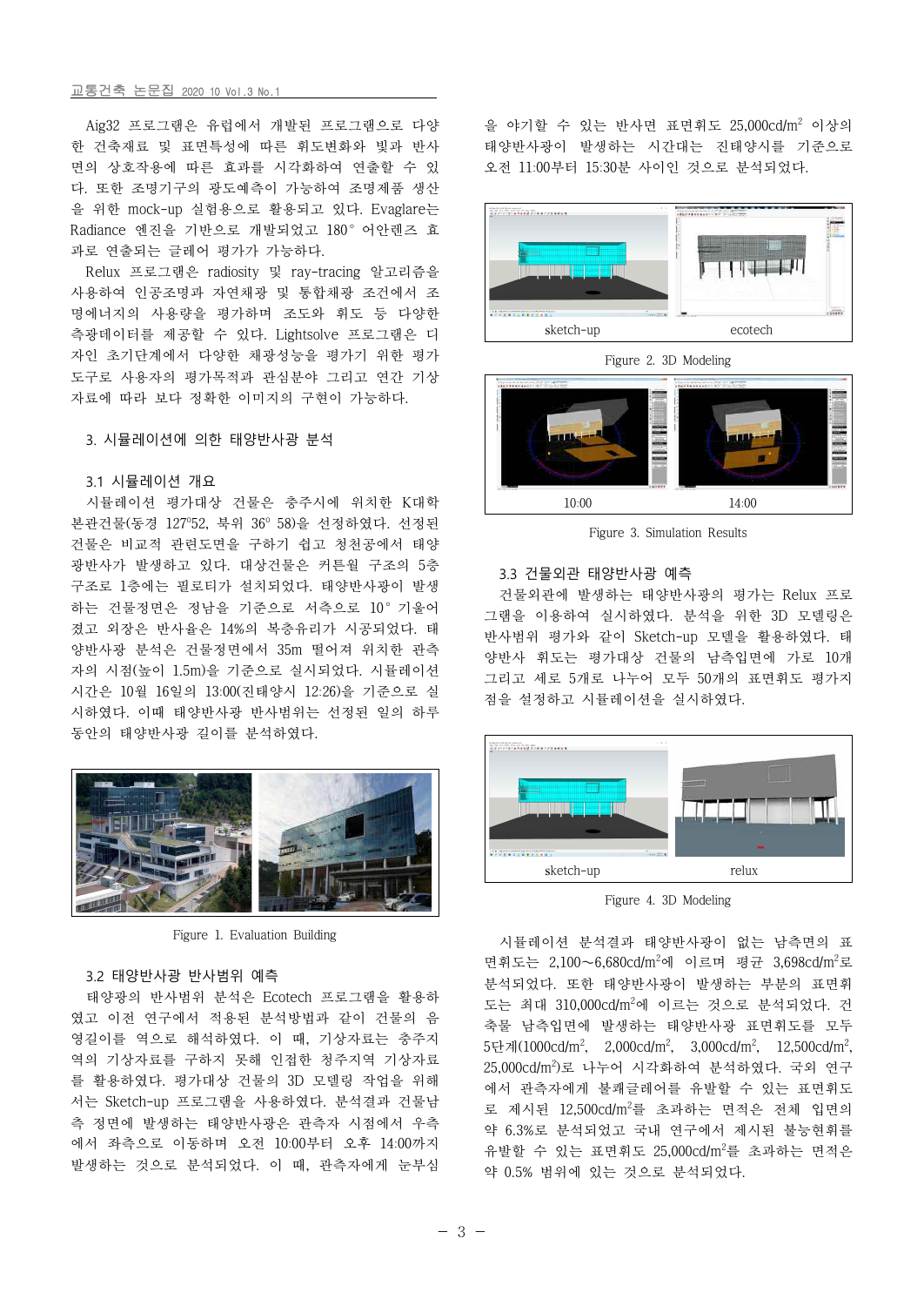Aig32 프로그램은 유럽에서 개발된 프로그램으로 다양한 건축재료 및 표면특성에 따른 휘도변화와 빛과 반사면의 상호작용에 따른 효과를 시각화하여 연출할 수 있다. 또한 조명기구의 광도예측이 가능하여 조명제품 생산을 위한 mock-up 실험용으로 활용되고 있다. Evaglare는 Radiance 엔진을 기반으로 개발되었고 180° 어안렌즈 효과로 연출되는 글레어 평가가 가능하다.

Relux 프로그램은 radiosity 및 ray-tracing 알고리즘을 사용하여 인공조명과 자연채광 및 통합채광 조건에서 조명에너지의 사용량을 평가하며 조도와 휘도 등 다양한 측광데이터를 제공할 수 있다. Lightsolve 프로그램은 디자인 초기단계에서 다양한 채광성능을 평가기 위한 평가도구로 사용자의 평가목적과 관심분야 그리고 연간 기상자료에 따라 보다 정확한 이미지의 구현이 가능하다.

## 3. 시뮬레이션에 의한 태양반사광 분석

### 3.1 시뮬레이션 개요

시뮬레이션 평가대상 건물은 충주시에 위치한 K대학 본관건물(동경 127°52, 북위 36° 58)을 선정하였다. 선정된 건물은 비교적 관련도면을 구하기 쉽고 청천공에서 태양광반사가 발생하고 있다. 대상건물은 커튼월 구조의 5층 구조로 1층에는 필로티가 설치되었다. 태양반사광이 발생하는 건물정면은 정남을 기준으로 서측으로 10° 기울어졌고 외장은 반사율은 14%의 복층유리가 시공되었다. 태양반사광 분석은 건물정면에서 35m 떨어져 위치한 관측자의 시점(높이 1.5m)을 기준으로 실시되었다. 시뮬레이션 시간은 10월 16일의 13:00(진태양시 12:26)을 기준으로 실시하였다. 이때 태양반사광 반사범위는 선정된 일의 하루 동안의 태양반사광 길이를 분석하였다.

Figure 1. Evaluation Building

### 3.2 태양반사광 반사범위 예측

태양광의 반사범위 분석은 Ecotech 프로그램을 활용하였고 이전 연구에서 적용된 분석방법과 같이 건물의 음영길이를 역으로 해석하였다. 이 때, 기상자료는 충주지역의 기상자료를 구하지 못해 인접한 청주지역 기상자료를 활용하였다. 평가대상 건물의 3D 모델링 작업을 위해서는 Sketch-up 프로그램을 사용하였다. 분석결과 건물남측 정면에 발생하는 태양반사광은 관측자 시점에서 우측에서 좌측으로 이동하며 오전 10:00부터 오후 14:00까지 발생하는 것으로 분석되었다. 이 때, 관측자에게 눈부심을 야기할 수 있는 반사면 표면휘도 25,000cd/m$^2$ 이상의 태양반사광이 발생하는 시간대는 진태양시를 기준으로 오전 11:00부터 15:30분 사이인 것으로 분석되었다.

sketch-up ecotech

Figure 2. 3D Modeling

10:00 14:00

Figure 3. Simulation Results

### 3.3 건물외관 태양반사광 예측

건물외관에 발생하는 태양반사광의 평가는 Relux 프로그램을 이용하여 실시하였다. 분석을 위한 3D 모델링은 반사범위 평가와 같이 Sketch-up 모델을 활용하였다. 태양반사 휘도는 평가대상 건물의 남측입면에 가로 10개 그리고 세로 5개로 나누어 모두 50개의 표면휘도 평가지점을 설정하고 시뮬레이션을 실시하였다.

sketch-up relux

Figure 4. 3D Modeling

시뮬레이션 분석결과 태양반사광이 없는 남측면의 표면휘도는 2,100~6,680cd/m$^2$에 이르며 평균 3,698cd/m$^2$로 분석되었다. 또한 태양반사광이 발생하는 부분의 표면휘도는 최대 310,000cd/m$^2$에 이르는 것으로 분석되었다. 건축물 남측입면에 발생하는 태양반사광 표면휘도를 모두 5단계(1000cd/m$^2$, 2,000cd/m$^2$, 3,000cd/m$^2$, 12,500cd/m$^2$, 25,000cd/m$^2$)로 나누어 시각화하여 분석하였다. 국외 연구에서 관측자에게 불쾌글레어를 유발할 수 있는 표면휘도로 제시된 12,500cd/m$^2$를 초과하는 면적은 전체 입면의 약 6.3%로 분석되었고 국내 연구에서 제시된 불능현휘를 유발할 수 있는 표면휘도 25,000cd/m$^2$를 초과하는 면적은 약 0.5% 범위에 있는 것으로 분석되었다.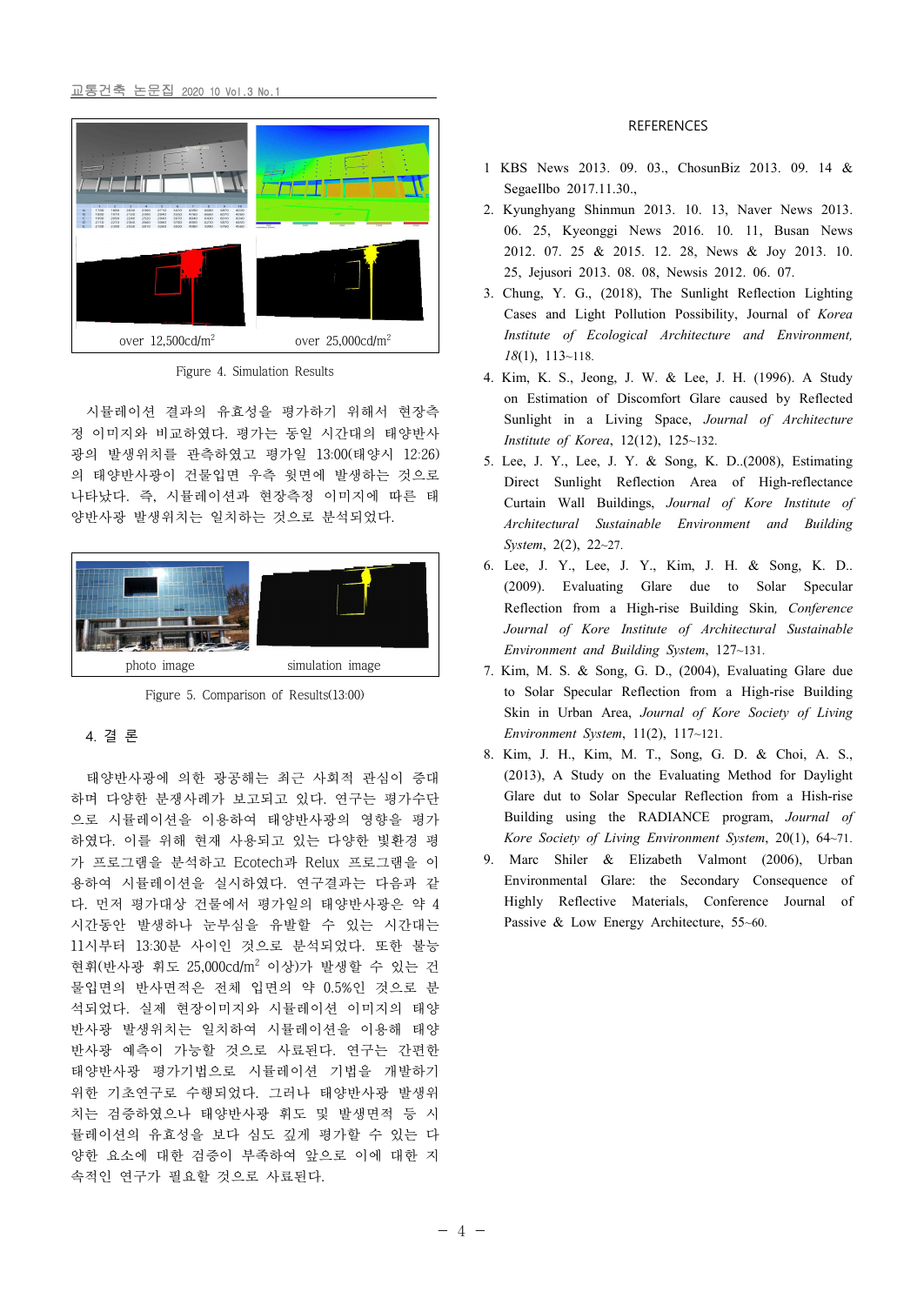over 12,500cd/m$^2$

over 25,000cd/m$^2$

Figure 4. Simulation Results

시뮬레이션 결과의 유효성을 평가하기 위해서 현장측정 이미지와 비교하였다. 평가는 동일 시간대의 태양반사광의 발생위치를 관측하였고 평가일 13:00(태양시 12:26)의 태양반사광이 건물입면 우측 윗면에 발생하는 것으로 나타났다. 즉, 시뮬레이션과 현장측정 이미지에 따른 태양반사광 발생위치는 일치하는 것으로 분석되었다.

photo image

simulation image

Figure 5. Comparison of Results(13:00)

## 4. 결 론

태양반사광에 의한 광공해는 최근 사회적 관심이 증대하며 다양한 분쟁사례가 보고되고 있다. 연구는 평가수단으로 시뮬레이션을 이용하여 태양반사광의 영향을 평가하였다. 이를 위해 현재 사용되고 있는 다양한 빛환경 평가 프로그램을 분석하고 Ecotech과 Relux 프로그램을 이용하여 시뮬레이션을 실시하였다. 연구결과는 다음과 같다. 먼저 평가대상 건물에서 평가일의 태양반사광은 약 4시간동안 발생하나 눈부심을 유발할 수 있는 시간대는 11시부터 13:30분 사이인 것으로 분석되었다. 또한 불능현휘(반사광 휘도 25,000cd/m$^2$ 이상)가 발생할 수 있는 건물입면의 반사면적은 전체 입면의 약 0.5%인 것으로 분석되었다. 실제 현장이미지와 시뮬레이션 이미지의 태양반사광 발생위치는 일치하여 시뮬레이션을 이용해 태양반사광 예측이 가능할 것으로 사료된다. 연구는 간편한 태양반사광 평가기법으로 시뮬레이션 기법을 개발하기 위한 기초연구로 수행되었다. 그러나 태양반사광 발생위치는 검증하였으나 태양반사광 휘도 및 발생면적 등 시뮬레이션의 유효성을 보다 심도 깊게 평가할 수 있는 다양한 요소에 대한 검증이 부족하여 앞으로 이에 대한 지속적인 연구가 필요할 것으로 사료된다.

## REFERENCES

1. KBS News 2013. 09. 03., ChosunBiz 2013. 09. 14 & SegaeIlbo 2017.11.30.,
2. Kyunghyang Shinmun 2013. 10. 13, Naver News 2013. 06. 25, Kyeonggi News 2016. 10. 11, Busan News 2012. 07. 25 & 2015. 12. 28, News & Joy 2013. 10. 25, Jejusori 2013. 08. 08, Newsis 2012. 06. 07.
3. Chung, Y. G., (2018), The Sunlight Reflection Lighting Cases and Light Pollution Possibility, *Journal of Korea Institute of Ecological Architecture and Environment, 18*(1), 113~118.
4. Kim, K. S., Jeong, J. W. & Lee, J. H. (1996). A Study on Estimation of Discomfort Glare caused by Reflected Sunlight in a Living Space, *Journal of Architecture Institute of Korea*, 12(12), 125~132.
5. Lee, J. Y., Lee, J. Y. & Song, K. D..(2008), Estimating Direct Sunlight Reflection Area of High-reflectance Curtain Wall Buildings, *Journal of Kore Institute of Architectural Sustainable Environment and Building System*, 2(2), 22~27.
6. Lee, J. Y., Lee, J. Y., Kim, J. H. & Song, K. D.. (2009). Evaluating Glare due to Solar Specular Reflection from a High-rise Building Skin, *Conference Journal of Kore Institute of Architectural Sustainable Environment and Building System*, 127~131.
7. Kim, M. S. & Song, G. D., (2004), Evaluating Glare due to Solar Specular Reflection from a High-rise Building Skin in Urban Area, *Journal of Kore Society of Living Environment System*, 11(2), 117~121.
8. Kim, J. H., Kim, M. T., Song, G. D. & Choi, A. S., (2013), A Study on the Evaluating Method for Daylight Glare dut to Solar Specular Reflection from a Hish-rise Building using the RADIANCE program, *Journal of Kore Society of Living Environment System*, 20(1), 64~71.
9. Marc Shiler & Elizabeth Valmont (2006), Urban Environmental Glare: the Secondary Consequence of Highly Reflective Materials, Conference Journal of Passive & Low Energy Architecture, 55~60.